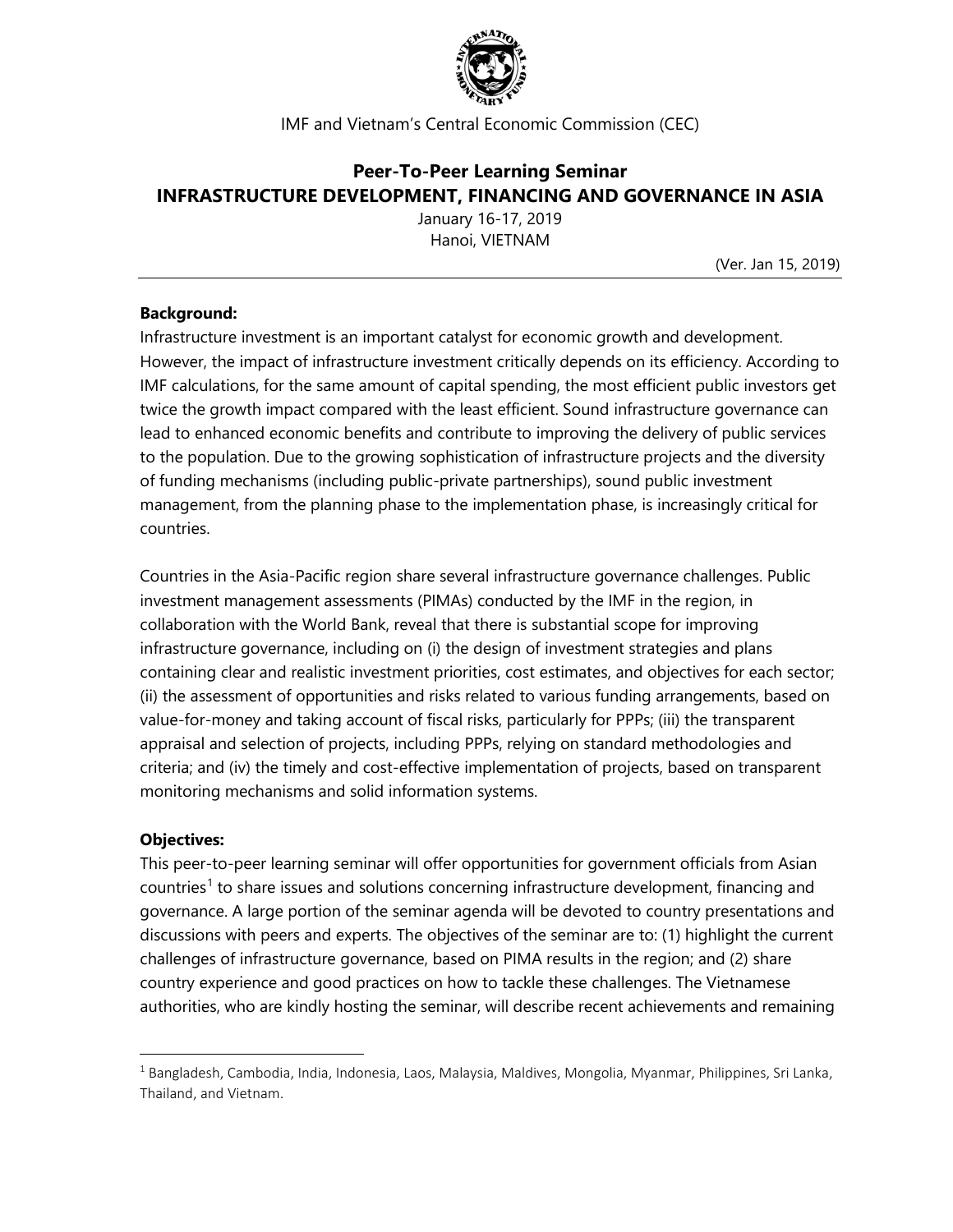IMF and Vietnam's Central Economic Commission (CEC)

# Peer-To-Peer Learning Seminar
# INFRASTRUCTURE DEVELOPMENT, FINANCING AND GOVERNANCE IN ASIA

January 16-17, 2019
Hanoi, VIETNAM

(Ver. Jan 15, 2019)

**Background:**

Infrastructure investment is an important catalyst for economic growth and development. However, the impact of infrastructure investment critically depends on its efficiency. According to IMF calculations, for the same amount of capital spending, the most efficient public investors get twice the growth impact compared with the least efficient. Sound infrastructure governance can lead to enhanced economic benefits and contribute to improving the delivery of public services to the population. Due to the growing sophistication of infrastructure projects and the diversity of funding mechanisms (including public-private partnerships), sound public investment management, from the planning phase to the implementation phase, is increasingly critical for countries.

Countries in the Asia-Pacific region share several infrastructure governance challenges. Public investment management assessments (PIMAs) conducted by the IMF in the region, in collaboration with the World Bank, reveal that there is substantial scope for improving infrastructure governance, including on (i) the design of investment strategies and plans containing clear and realistic investment priorities, cost estimates, and objectives for each sector; (ii) the assessment of opportunities and risks related to various funding arrangements, based on value-for-money and taking account of fiscal risks, particularly for PPPs; (iii) the transparent appraisal and selection of projects, including PPPs, relying on standard methodologies and criteria; and (iv) the timely and cost-effective implementation of projects, based on transparent monitoring mechanisms and solid information systems.

**Objectives:**

This peer-to-peer learning seminar will offer opportunities for government officials from Asian countries[1] to share issues and solutions concerning infrastructure development, financing and governance. A large portion of the seminar agenda will be devoted to country presentations and discussions with peers and experts. The objectives of the seminar are to: (1) highlight the current challenges of infrastructure governance, based on PIMA results in the region; and (2) share country experience and good practices on how to tackle these challenges. The Vietnamese authorities, who are kindly hosting the seminar, will describe recent achievements and remaining

---

[1] Bangladesh, Cambodia, India, Indonesia, Laos, Malaysia, Maldives, Mongolia, Myanmar, Philippines, Sri Lanka, Thailand, and Vietnam.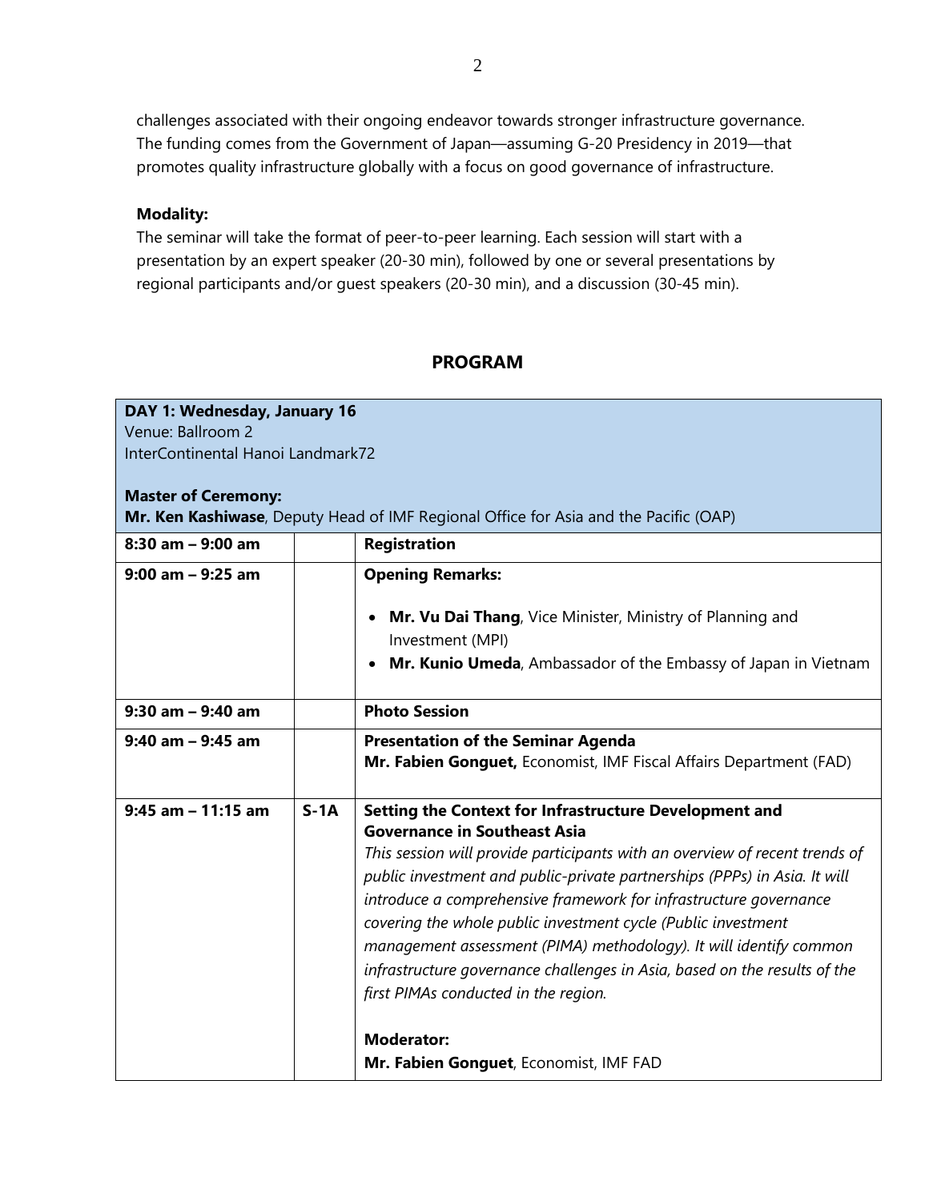challenges associated with their ongoing endeavor towards stronger infrastructure governance. The funding comes from the Government of Japan—assuming G-20 Presidency in 2019—that promotes quality infrastructure globally with a focus on good governance of infrastructure.

**Modality:**

The seminar will take the format of peer-to-peer learning. Each session will start with a presentation by an expert speaker (20-30 min), followed by one or several presentations by regional participants and/or guest speakers (20-30 min), and a discussion (30-45 min).

## PROGRAM

| **DAY 1: Wednesday, January 16**<br>Venue: Ballroom 2<br>InterContinental Hanoi Landmark72<br><br>**Master of Ceremony:**<br>**Mr. Ken Kashiwase**, Deputy Head of IMF Regional Office for Asia and the Pacific (OAP) | | |
|---|---|---|
| **8:30 am – 9:00 am** | | **Registration** |
| **9:00 am – 9:25 am** | | **Opening Remarks:**<br>• **Mr. Vu Dai Thang**, Vice Minister, Ministry of Planning and Investment (MPI)<br>• **Mr. Kunio Umeda**, Ambassador of the Embassy of Japan in Vietnam |
| **9:30 am – 9:40 am** | | **Photo Session** |
| **9:40 am – 9:45 am** | | **Presentation of the Seminar Agenda**<br>**Mr. Fabien Gonguet,** Economist, IMF Fiscal Affairs Department (FAD) |
| **9:45 am – 11:15 am** | **S-1A** | **Setting the Context for Infrastructure Development and Governance in Southeast Asia**<br>*This session will provide participants with an overview of recent trends of public investment and public-private partnerships (PPPs) in Asia. It will introduce a comprehensive framework for infrastructure governance covering the whole public investment cycle (Public investment management assessment (PIMA) methodology). It will identify common infrastructure governance challenges in Asia, based on the results of the first PIMAs conducted in the region.*<br><br>**Moderator:**<br>**Mr. Fabien Gonguet**, Economist, IMF FAD |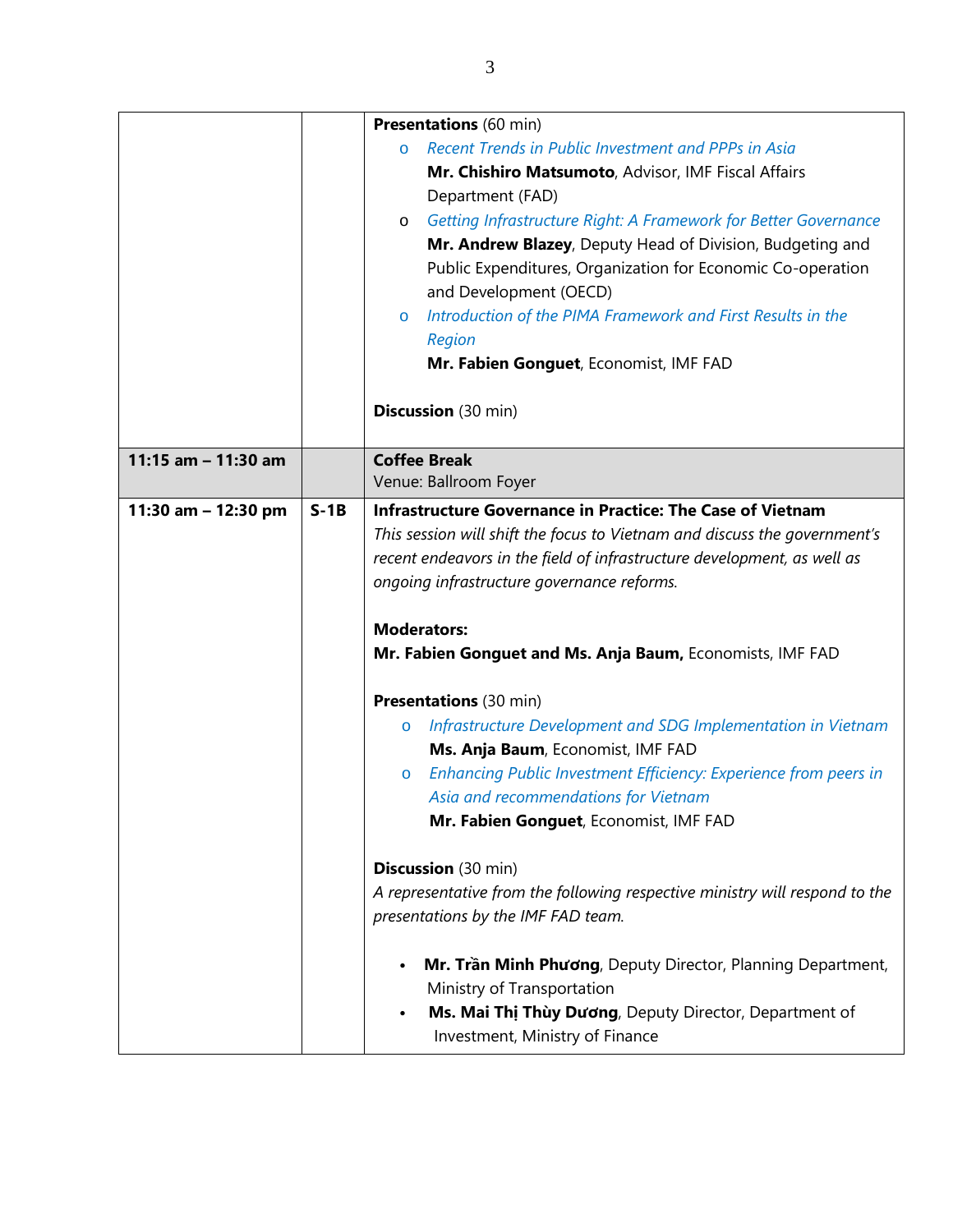| | | |
|---|---|---|
| | | **Presentations** (60 min)<br>o *Recent Trends in Public Investment and PPPs in Asia*<br>**Mr. Chishiro Matsumoto**, Advisor, IMF Fiscal Affairs Department (FAD)<br>o *Getting Infrastructure Right: A Framework for Better Governance*<br>**Mr. Andrew Blazey**, Deputy Head of Division, Budgeting and Public Expenditures, Organization for Economic Co-operation and Development (OECD)<br>o *Introduction of the PIMA Framework and First Results in the Region*<br>**Mr. Fabien Gonguet**, Economist, IMF FAD<br><br>**Discussion** (30 min) |
| **11:15 am – 11:30 am** | | **Coffee Break**<br>Venue: Ballroom Foyer |
| **11:30 am – 12:30 pm** | **S-1B** | **Infrastructure Governance in Practice: The Case of Vietnam**<br>*This session will shift the focus to Vietnam and discuss the government's recent endeavors in the field of infrastructure development, as well as ongoing infrastructure governance reforms.*<br><br>**Moderators:**<br>**Mr. Fabien Gonguet and Ms. Anja Baum,** Economists, IMF FAD<br><br>**Presentations** (30 min)<br>o *Infrastructure Development and SDG Implementation in Vietnam*<br>**Ms. Anja Baum**, Economist, IMF FAD<br>o *Enhancing Public Investment Efficiency: Experience from peers in Asia and recommendations for Vietnam*<br>**Mr. Fabien Gonguet**, Economist, IMF FAD<br><br>**Discussion** (30 min)<br>*A representative from the following respective ministry will respond to the presentations by the IMF FAD team.*<br><br>• **Mr. Trần Minh Phương**, Deputy Director, Planning Department, Ministry of Transportation<br>• **Ms. Mai Thị Thùy Dương**, Deputy Director, Department of Investment, Ministry of Finance |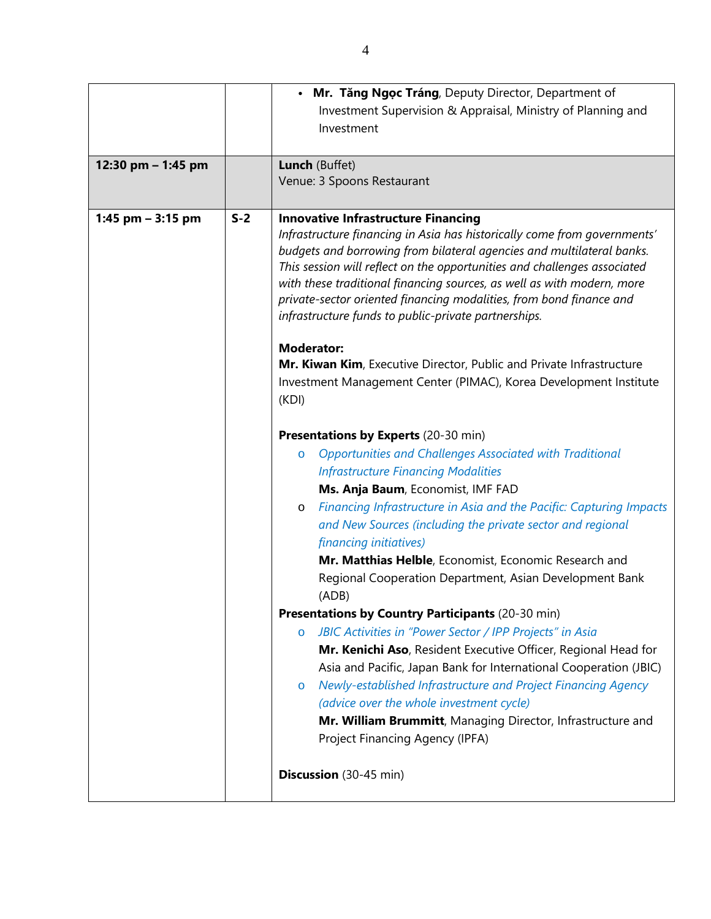| | | |
|---|---|---|
| | | • **Mr. Tăng Ngọc Tráng**, Deputy Director, Department of Investment Supervision & Appraisal, Ministry of Planning and Investment |
| **12:30 pm – 1:45 pm** | | **Lunch** (Buffet)<br>Venue: 3 Spoons Restaurant |
| **1:45 pm – 3:15 pm** | **S-2** | **Innovative Infrastructure Financing**<br>*Infrastructure financing in Asia has historically come from governments' budgets and borrowing from bilateral agencies and multilateral banks. This session will reflect on the opportunities and challenges associated with these traditional financing sources, as well as with modern, more private-sector oriented financing modalities, from bond finance and infrastructure funds to public-private partnerships.*<br><br>**Moderator:**<br>**Mr. Kiwan Kim**, Executive Director, Public and Private Infrastructure Investment Management Center (PIMAC), Korea Development Institute (KDI)<br><br>**Presentations by Experts** (20-30 min)<br>o *Opportunities and Challenges Associated with Traditional Infrastructure Financing Modalities*<br>**Ms. Anja Baum**, Economist, IMF FAD<br>o *Financing Infrastructure in Asia and the Pacific: Capturing Impacts and New Sources (including the private sector and regional financing initiatives)*<br>**Mr. Matthias Helble**, Economist, Economic Research and Regional Cooperation Department, Asian Development Bank (ADB)<br>**Presentations by Country Participants** (20-30 min)<br>o *JBIC Activities in "Power Sector / IPP Projects" in Asia*<br>**Mr. Kenichi Aso**, Resident Executive Officer, Regional Head for Asia and Pacific, Japan Bank for International Cooperation (JBIC)<br>o *Newly-established Infrastructure and Project Financing Agency (advice over the whole investment cycle)*<br>**Mr. William Brummitt**, Managing Director, Infrastructure and Project Financing Agency (IPFA)<br><br>**Discussion** (30-45 min) |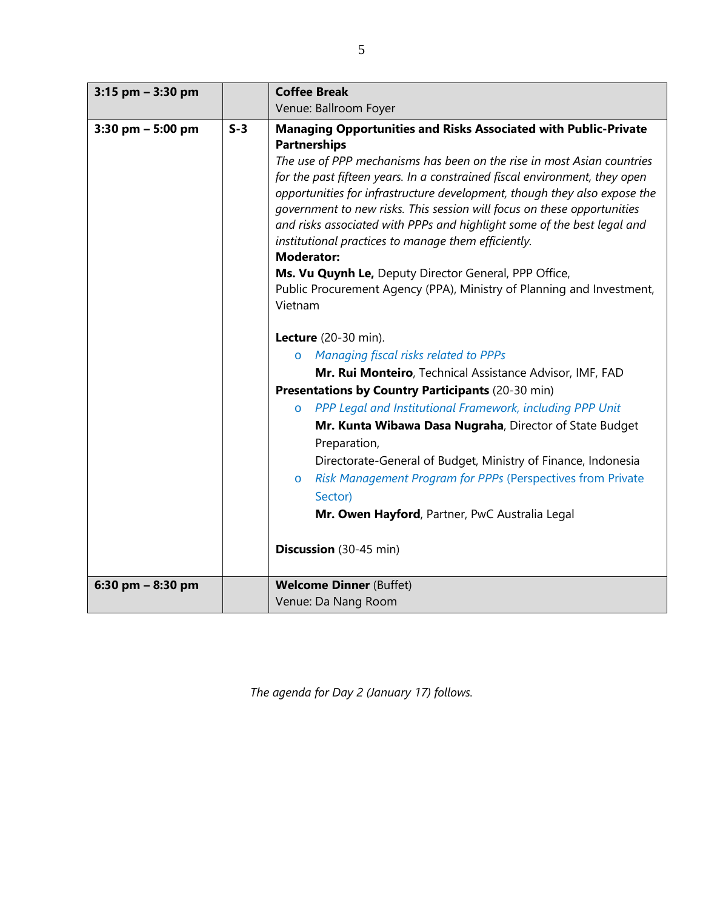| | | |
|---|---|---|
| **3:15 pm – 3:30 pm** | | **Coffee Break**<br>Venue: Ballroom Foyer |
| **3:30 pm – 5:00 pm** | **S-3** | **Managing Opportunities and Risks Associated with Public-Private Partnerships**<br>*The use of PPP mechanisms has been on the rise in most Asian countries for the past fifteen years. In a constrained fiscal environment, they open opportunities for infrastructure development, though they also expose the government to new risks. This session will focus on these opportunities and risks associated with PPPs and highlight some of the best legal and institutional practices to manage them efficiently.*<br>**Moderator:**<br>**Ms. Vu Quynh Le,** Deputy Director General, PPP Office, Public Procurement Agency (PPA), Ministry of Planning and Investment, Vietnam<br><br>**Lecture** (20-30 min).<br>o *Managing fiscal risks related to PPPs*<br>**Mr. Rui Monteiro**, Technical Assistance Advisor, IMF, FAD<br>**Presentations by Country Participants** (20-30 min)<br>o *PPP Legal and Institutional Framework, including PPP Unit*<br>**Mr. Kunta Wibawa Dasa Nugraha**, Director of State Budget Preparation,<br>Directorate-General of Budget, Ministry of Finance, Indonesia<br>o *Risk Management Program for PPPs* (Perspectives from Private Sector)<br>**Mr. Owen Hayford**, Partner, PwC Australia Legal<br><br>**Discussion** (30-45 min) |
| **6:30 pm – 8:30 pm** | | **Welcome Dinner** (Buffet)<br>Venue: Da Nang Room |

*The agenda for Day 2 (January 17) follows.*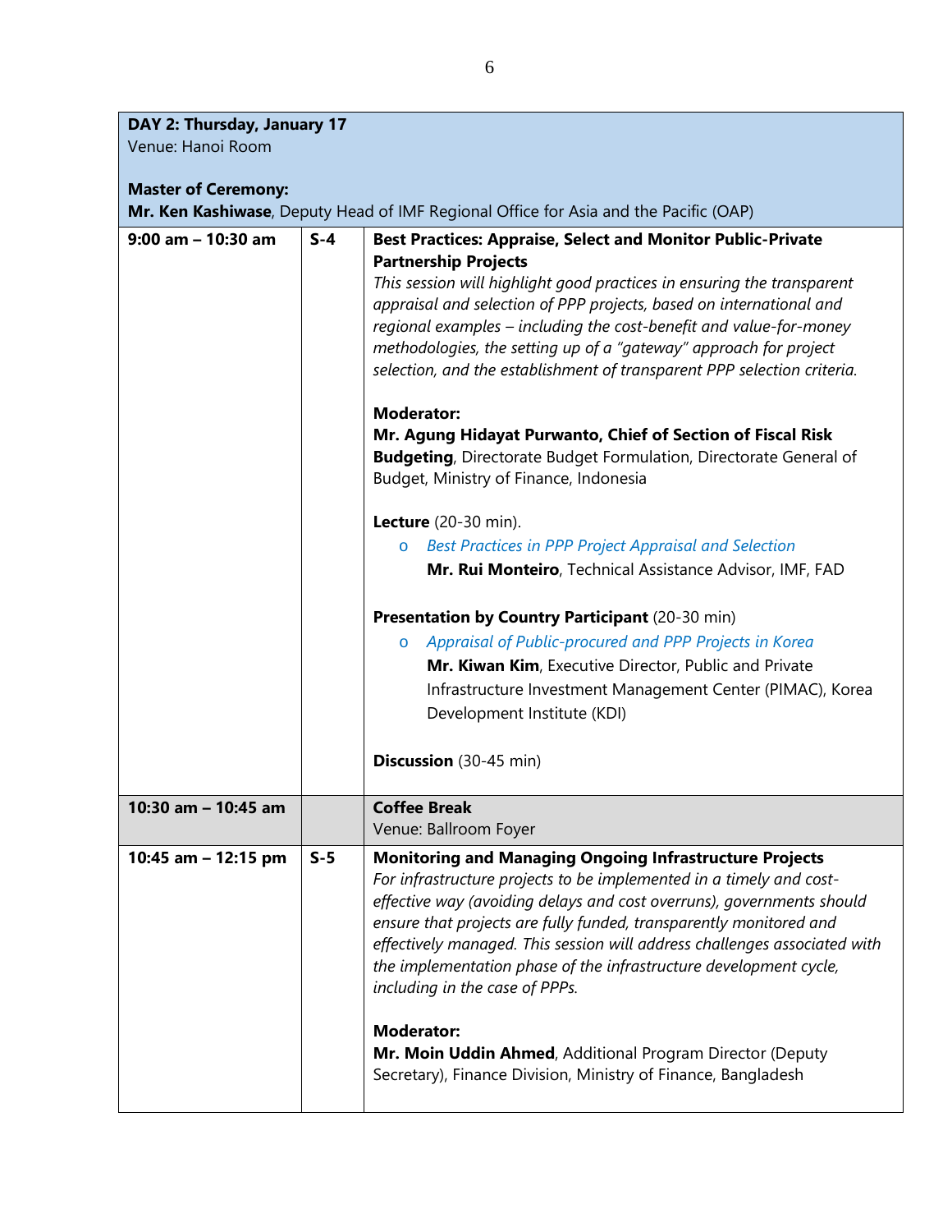| **DAY 2: Thursday, January 17**<br>Venue: Hanoi Room<br><br>**Master of Ceremony:**<br>**Mr. Ken Kashiwase**, Deputy Head of IMF Regional Office for Asia and the Pacific (OAP) | | |
|---|---|---|
| **9:00 am – 10:30 am** | **S-4** | **Best Practices: Appraise, Select and Monitor Public-Private Partnership Projects**<br>*This session will highlight good practices in ensuring the transparent appraisal and selection of PPP projects, based on international and regional examples – including the cost-benefit and value-for-money methodologies, the setting up of a "gateway" approach for project selection, and the establishment of transparent PPP selection criteria.*<br><br>**Moderator:**<br>**Mr. Agung Hidayat Purwanto, Chief of Section of Fiscal Risk Budgeting**, Directorate Budget Formulation, Directorate General of Budget, Ministry of Finance, Indonesia<br><br>**Lecture** (20-30 min).<br>o *Best Practices in PPP Project Appraisal and Selection*<br>**Mr. Rui Monteiro**, Technical Assistance Advisor, IMF, FAD<br><br>**Presentation by Country Participant** (20-30 min)<br>o *Appraisal of Public-procured and PPP Projects in Korea*<br>**Mr. Kiwan Kim**, Executive Director, Public and Private Infrastructure Investment Management Center (PIMAC), Korea Development Institute (KDI)<br><br>**Discussion** (30-45 min) |
| **10:30 am – 10:45 am** | | **Coffee Break**<br>Venue: Ballroom Foyer |
| **10:45 am – 12:15 pm** | **S-5** | **Monitoring and Managing Ongoing Infrastructure Projects**<br>*For infrastructure projects to be implemented in a timely and cost-effective way (avoiding delays and cost overruns), governments should ensure that projects are fully funded, transparently monitored and effectively managed. This session will address challenges associated with the implementation phase of the infrastructure development cycle, including in the case of PPPs.*<br><br>**Moderator:**<br>**Mr. Moin Uddin Ahmed**, Additional Program Director (Deputy Secretary), Finance Division, Ministry of Finance, Bangladesh |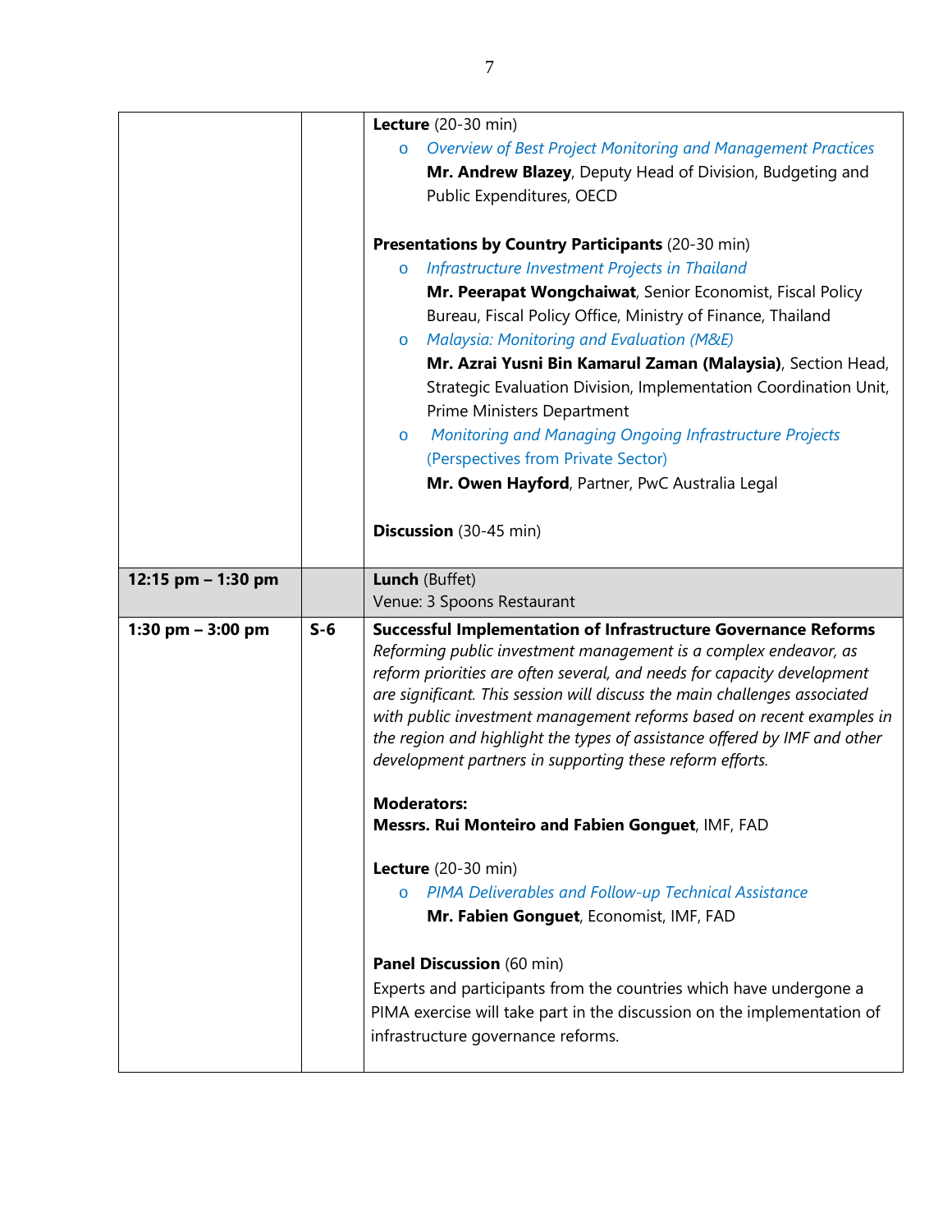| | | |
|---|---|---|
| | | **Lecture** (20-30 min)<br>o *Overview of Best Project Monitoring and Management Practices*<br>**Mr. Andrew Blazey**, Deputy Head of Division, Budgeting and Public Expenditures, OECD<br><br>**Presentations by Country Participants** (20-30 min)<br>o *Infrastructure Investment Projects in Thailand*<br>**Mr. Peerapat Wongchaiwat**, Senior Economist, Fiscal Policy Bureau, Fiscal Policy Office, Ministry of Finance, Thailand<br>o *Malaysia: Monitoring and Evaluation (M&E)*<br>**Mr. Azrai Yusni Bin Kamarul Zaman (Malaysia)**, Section Head, Strategic Evaluation Division, Implementation Coordination Unit, Prime Ministers Department<br>o *Monitoring and Managing Ongoing Infrastructure Projects* (Perspectives from Private Sector)<br>**Mr. Owen Hayford**, Partner, PwC Australia Legal<br><br>**Discussion** (30-45 min) |
| **12:15 pm – 1:30 pm** | | **Lunch** (Buffet)<br>Venue: 3 Spoons Restaurant |
| **1:30 pm – 3:00 pm** | **S-6** | **Successful Implementation of Infrastructure Governance Reforms**<br>*Reforming public investment management is a complex endeavor, as reform priorities are often several, and needs for capacity development are significant. This session will discuss the main challenges associated with public investment management reforms based on recent examples in the region and highlight the types of assistance offered by IMF and other development partners in supporting these reform efforts.*<br><br>**Moderators:**<br>**Messrs. Rui Monteiro and Fabien Gonguet**, IMF, FAD<br><br>**Lecture** (20-30 min)<br>o *PIMA Deliverables and Follow-up Technical Assistance*<br>**Mr. Fabien Gonguet**, Economist, IMF, FAD<br><br>**Panel Discussion** (60 min)<br>Experts and participants from the countries which have undergone a PIMA exercise will take part in the discussion on the implementation of infrastructure governance reforms. |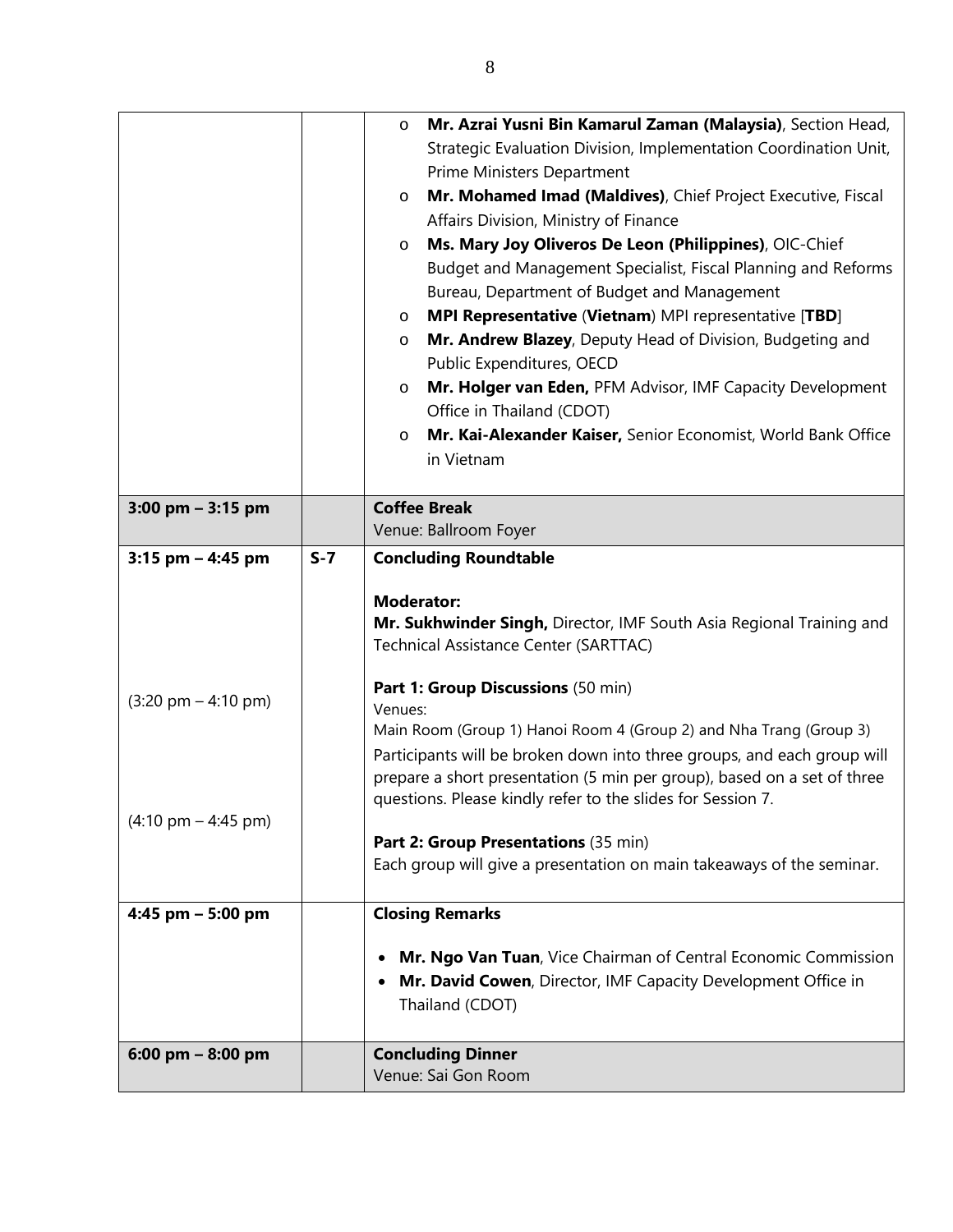| | | |
|---|---|---|
| | | <ul><li>**Mr. Azrai Yusni Bin Kamarul Zaman (Malaysia)**, Section Head, Strategic Evaluation Division, Implementation Coordination Unit, Prime Ministers Department</li><li>**Mr. Mohamed Imad (Maldives)**, Chief Project Executive, Fiscal Affairs Division, Ministry of Finance</li><li>**Ms. Mary Joy Oliveros De Leon (Philippines)**, OIC-Chief Budget and Management Specialist, Fiscal Planning and Reforms Bureau, Department of Budget and Management</li><li>**MPI Representative** (**Vietnam**) MPI representative [**TBD**]</li><li>**Mr. Andrew Blazey**, Deputy Head of Division, Budgeting and Public Expenditures, OECD</li><li>**Mr. Holger van Eden,** PFM Advisor, IMF Capacity Development Office in Thailand (CDOT)</li><li>**Mr. Kai-Alexander Kaiser,** Senior Economist, World Bank Office in Vietnam</li></ul> |
| **3:00 pm – 3:15 pm** | | **Coffee Break**<br>Venue: Ballroom Foyer |
| **3:15 pm – 4:45 pm**<br><br><br><br>(3:20 pm – 4:10 pm)<br><br><br><br>(4:10 pm – 4:45 pm) | **S-7** | **Concluding Roundtable**<br><br>**Moderator:**<br>**Mr. Sukhwinder Singh,** Director, IMF South Asia Regional Training and Technical Assistance Center (SARTTAC)<br><br>**Part 1: Group Discussions** (50 min)<br>Venues:<br>Main Room (Group 1) Hanoi Room 4 (Group 2) and Nha Trang (Group 3)<br>Participants will be broken down into three groups, and each group will prepare a short presentation (5 min per group), based on a set of three questions. Please kindly refer to the slides for Session 7.<br><br>**Part 2: Group Presentations** (35 min)<br>Each group will give a presentation on main takeaways of the seminar. |
| **4:45 pm – 5:00 pm** | | **Closing Remarks**<br><ul><li>**Mr. Ngo Van Tuan**, Vice Chairman of Central Economic Commission</li><li>**Mr. David Cowen**, Director, IMF Capacity Development Office in Thailand (CDOT)</li></ul> |
| **6:00 pm – 8:00 pm** | | **Concluding Dinner**<br>Venue: Sai Gon Room |